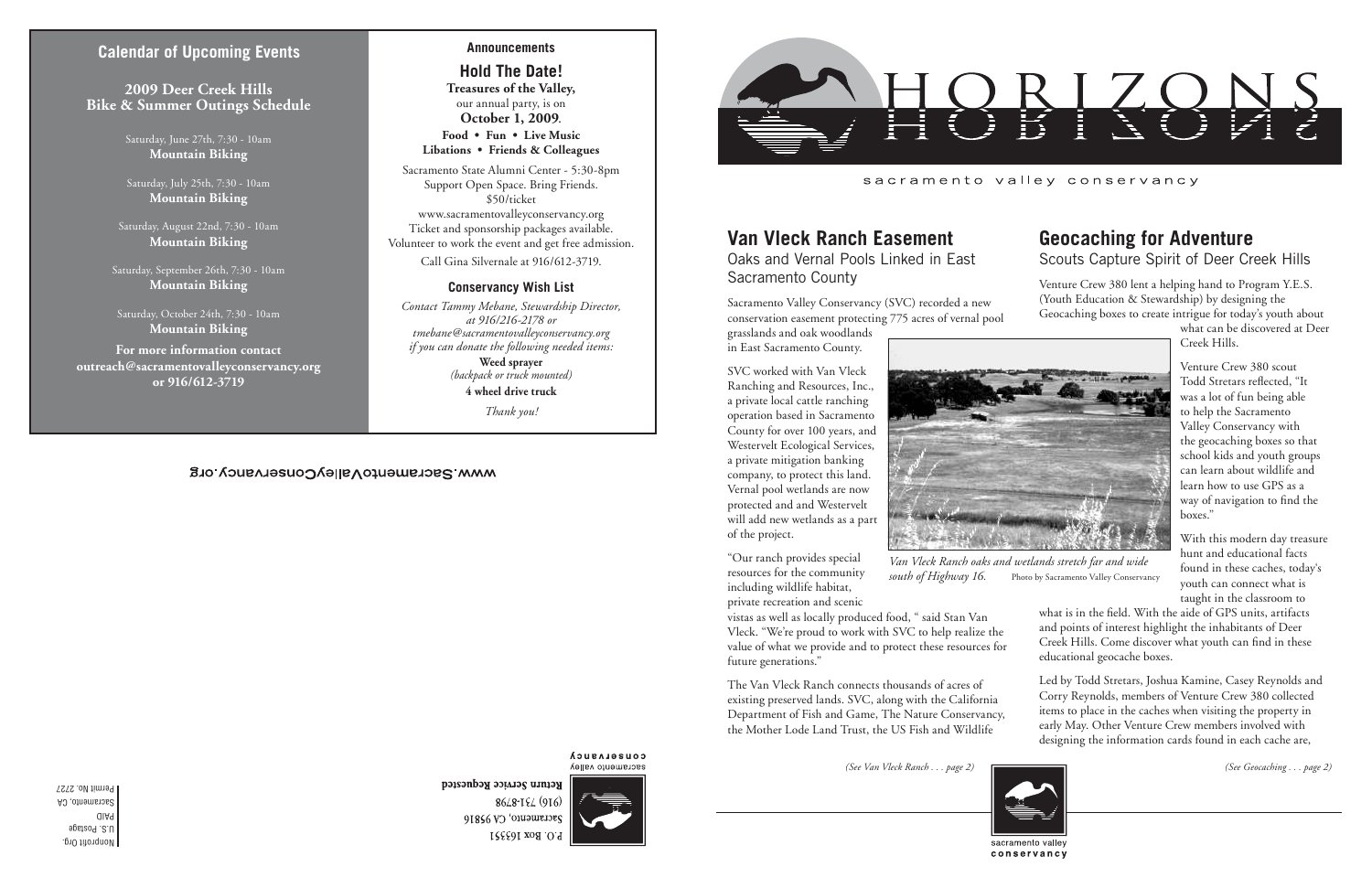## Calendar of Upcoming Events

**2009 Deer Creek Hills Bike & Summer Outings Schedule**

Saturday, June 27th, 7:30 - 10am
**Mountain Biking**

Saturday, July 25th, 7:30 - 10am
**Mountain Biking**

Saturday, August 22nd, 7:30 - 10am
**Mountain Biking**

Saturday, September 26th, 7:30 - 10am
**Mountain Biking**

Saturday, October 24th, 7:30 - 10am
**Mountain Biking**

**For more information contact outreach@sacramentovalleyconservancy.org or 916/612-3719**

### Announcements

**Hold The Date!**

**Treasures of the Valley,**
our annual party, is on
**October 1, 2009**.

**Food • Fun • Live Music**
**Libations • Friends & Colleagues**

Sacramento State Alumni Center - 5:30-8pm
Support Open Space. Bring Friends.
$50/ticket
www.sacramentovalleyconservancy.org
Ticket and sponsorship packages available.
Volunteer to work the event and get free admission.
Call Gina Silvernale at 916/612-3719.

### Conservancy Wish List

*Contact Tammy Mebane, Stewardship Director, at 916/216-2178 or tmebane@sacramentovalleyconservancy.org if you can donate the following needed items:*

**Weed sprayer**
*(backpack or truck mounted)*
**4 wheel drive truck**

*Thank you!*

www.SacramentoValleyConservancy.org

sacramento valley conservancy
P.O. Box 163351
Sacramento, CA 95816
(916) 731-8798
**Return Service Requested**

Nonprofit Org.
U.S. Postage
PAID
Sacramento, CA
Permit No. 2727

# HORIZONS

sacramento valley conservancy

## Van Vleck Ranch Easement

### Oaks and Vernal Pools Linked in East Sacramento County

Sacramento Valley Conservancy (SVC) recorded a new conservation easement protecting 775 acres of vernal pool grasslands and oak woodlands in East Sacramento County.

SVC worked with Van Vleck Ranching and Resources, Inc., a private local cattle ranching operation based in Sacramento County for over 100 years, and Westervelt Ecological Services, a private mitigation banking company, to protect this land. Vernal pool wetlands are now protected and and Westervelt will add new wetlands as a part of the project.

"Our ranch provides special resources for the community including wildlife habitat, private recreation and scenic vistas as well as locally produced food, " said Stan Van Vleck. "We're proud to work with SVC to help realize the value of what we provide and to protect these resources for future generations."

*Van Vleck Ranch oaks and wetlands stretch far and wide south of Highway 16.* Photo by Sacramento Valley Conservancy

The Van Vleck Ranch connects thousands of acres of existing preserved lands. SVC, along with the California Department of Fish and Game, The Nature Conservancy, the Mother Lode Land Trust, the US Fish and Wildlife

*(See Van Vleck Ranch . . . page 2)*

## Geocaching for Adventure

### Scouts Capture Spirit of Deer Creek Hills

Venture Crew 380 lent a helping hand to Program Y.E.S. (Youth Education & Stewardship) by designing the Geocaching boxes to create intrigue for today's youth about what can be discovered at Deer Creek Hills.

Venture Crew 380 scout Todd Stretars reflected, "It was a lot of fun being able to help the Sacramento Valley Conservancy with the geocaching boxes so that school kids and youth groups can learn about wildlife and learn how to use GPS as a way of navigation to find the boxes."

With this modern day treasure hunt and educational facts found in these caches, today's youth can connect what is taught in the classroom to what is in the field. With the aide of GPS units, artifacts and points of interest highlight the inhabitants of Deer Creek Hills. Come discover what youth can find in these educational geocache boxes.

Led by Todd Stretars, Joshua Kamine, Casey Reynolds and Corry Reynolds, members of Venture Crew 380 collected items to place in the caches when visiting the property in early May. Other Venture Crew members involved with designing the information cards found in each cache are,

*(See Geocaching . . . page 2)*

sacramento valley conservancy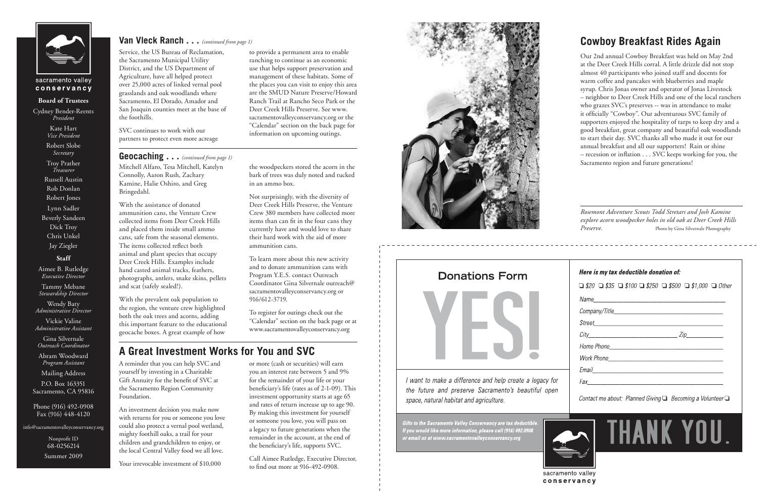sacramento valley conservancy

**Board of Trustees**

Cydney Bender-Reents
*President*

Kate Hart
*Vice President*

Robert Slobe
*Secretary*

Troy Prather
*Treasurer*

Russell Austin

Rob Donlan

Robert Jones

Lynn Sadler

Beverly Sandeen

Dick Troy

Chris Unkel

Jay Ziegler

**Staff**

Aimee B. Rutledge
*Executive Director*

Tammy Mebane
*Stewardship Director*

Wendy Baty
*Administrative Director*

Vickie Valine
*Administrative Assistant*

Gina Silvernale
*Outreach Coordinator*

Abram Woodward
*Program Assistant*

Mailing Address

P.O. Box 163351
Sacramento, CA 95816

Phone (916) 492-0908
Fax (916) 448-4120

info@sacramentovalleyconservancy.org

Nonprofit ID
68-0256214

Summer 2009

## Van Vleck Ranch . . . *(continued from page 1)*

Service, the US Bureau of Reclamation, the Sacramento Municipal Utility District, and the US Department of Agriculture, have all helped protect over 25,000 acres of linked vernal pool grasslands and oak woodlands where Sacramento, El Dorado, Amador and San Joaquin counties meet at the base of the foothills.

SVC continues to work with our partners to protect even more acreage to provide a permanent area to enable ranching to continue as an economic use that helps support preservation and management of these habitats. Some of the places you can visit to enjoy this area are the SMUD Nature Preserve/Howard Ranch Trail at Rancho Seco Park or the Deer Creek Hills Preserve. See www.sacramentovalleyconservancy.org or the "Calendar" section on the back page for information on upcoming outings.

## Geocaching . . . *(continued from page 1)*

Mitchell Alfaro, Tesa Mitchell, Katelyn Connolly, Aaron Rush, Zachary Kamine, Halie Oshiro, and Greg Bringedahl.

With the assistance of donated ammunition cans, the Venture Crew collected items from Deer Creek Hills and placed them inside small ammo cans, safe from the seasonal elements. The items collected reflect both animal and plant species that occupy Deer Creek Hills. Examples include hand casted animal tracks, feathers, photographs, antlers, snake skins, pellets and scat (safely sealed!).

With the prevalent oak population to the region, the venture crew highlighted both the oak trees and acorns, adding this important feature to the educational geocache boxes. A great example of how the woodpeckers stored the acorn in the bark of trees was duly noted and tucked in an ammo box.

Not surprisingly, with the diversity of Deer Creek Hills Preserve, the Venture Crew 380 members have collected more items than can fit in the four cans they currently have and would love to share their hard work with the aid of more ammunition cans.

To learn more about this new activity and to donate ammunition cans with Program Y.E.S. contact Outreach Coordinator Gina Silvernale outreach@sacramentovalleyconservancy.org or 916/612-3719.

To register for outings check out the "Calendar" section on the back page or at www.sacramentovalleyconservancy.org

## A Great Investment Works for You and SVC

A reminder that you can help SVC and yourself by investing in a Charitable Gift Annuity for the benefit of SVC at the Sacramento Region Community Foundation.

An investment decision you make now with returns for you or someone you love could also protect a vernal pool wetland, mighty foothill oaks, a trail for your children and grandchildren to enjoy, or the local Central Valley food we all love.

Your irrevocable investment of $10,000 or more (cash or securities) will earn you an interest rate between 5 and 9% for the remainder of your life or your beneficiary's life (rates as of 2-1-09). This investment opportunity starts at age 65 and rates of return increase up to age 90. By making this investment for yourself or someone you love, you will pass on a legacy to future generations when the remainder in the account, at the end of the beneficiary's life, supports SVC.

Call Aimee Rutledge, Executive Director, to find out more at 916-492-0908.

*Rosemont Adventure Scouts Todd Stretars and Josh Kamine explore acorn woodpecker holes in old oak at Deer Creek Hills Preserve.* Photo by Gina Silvernale Photography

## Cowboy Breakfast Rides Again

Our 2nd annual Cowboy Breakfast was held on May 2nd at the Deer Creek Hills corral. A little drizzle did not stop almost 40 participants who joined staff and docents for warm coffee and pancakes with blueberries and maple syrup. Chris Jonas owner and operator of Jonas Livestock – neighbor to Deer Creek Hills and one of the local ranchers who grazes SVC's preserves -- was in attendance to make it officially "Cowboy". Our adventurous SVC family of supporters enjoyed the hospitality of tarps to keep dry and a good breakfast, great company and beautiful oak woodlands to start their day. SVC thanks all who made it out for our annual breakfast and all our supporters! Rain or shine – recession or inflation . . . SVC keeps working for you, the Sacramento region and future generations!

## Donations Form

# YES!

*I want to make a difference and help create a legacy for the future and preserve Sacramento's beautiful open space, natural habitat and agriculture.*

***Gifts to the Sacramento Valley Conservancy are tax deductible. If you would like more information, please call (916) 492.0908 or email us at www.sacramentovalleyconservancy.org***

***Here is my tax deductible donation of:***

❑ $20 ❑ $35 ❑ $100 ❑ $250 ❑ $500 ❑ $1,000 ❑ Other

Name\_\_\_\_\_\_\_\_\_\_\_\_\_\_\_\_\_\_\_\_\_\_\_\_\_\_\_\_\_\_\_\_

Company/Title\_\_\_\_\_\_\_\_\_\_\_\_\_\_\_\_\_\_\_\_\_\_\_\_\_\_

Street\_\_\_\_\_\_\_\_\_\_\_\_\_\_\_\_\_\_\_\_\_\_\_\_\_\_\_\_\_\_\_\_

City\_\_\_\_\_\_\_\_\_\_\_\_\_\_\_\_\_\_\_\_ Zip\_\_\_\_\_\_\_\_\_

Home Phone\_\_\_\_\_\_\_\_\_\_\_\_\_\_\_\_\_\_\_\_\_\_\_\_\_\_\_\_

Work Phone\_\_\_\_\_\_\_\_\_\_\_\_\_\_\_\_\_\_\_\_\_\_\_\_\_\_\_\_

Email\_\_\_\_\_\_\_\_\_\_\_\_\_\_\_\_\_\_\_\_\_\_\_\_\_\_\_\_\_\_\_\_

Fax\_\_\_\_\_\_\_\_\_\_\_\_\_\_\_\_\_\_\_\_\_\_\_\_\_\_\_\_\_\_\_\_\_\_

Contact me about: Planned Giving ❑ Becoming a Volunteer ❑

# THANK YOU.

sacramento valley conservancy